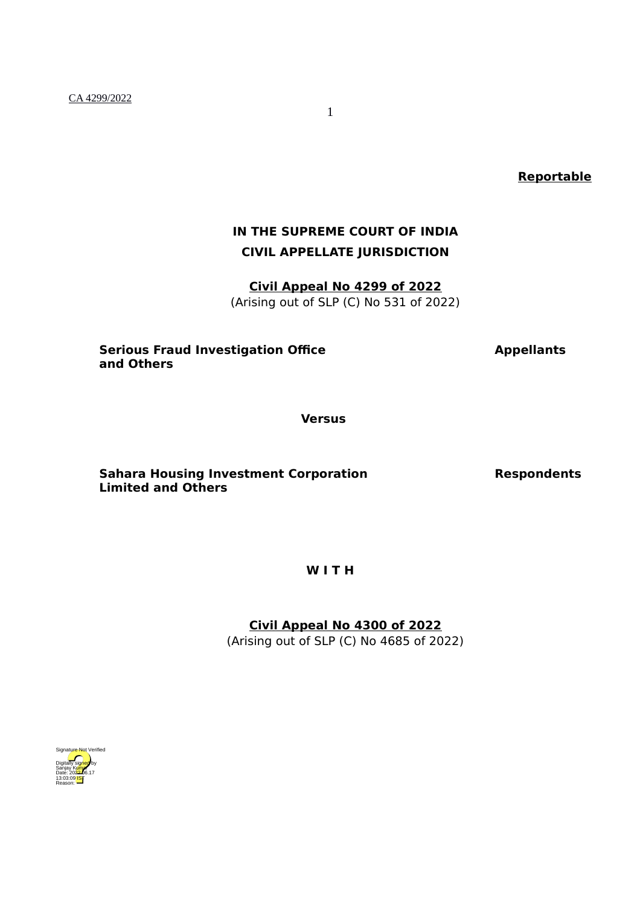**Reportable**

**IN THE SUPREME COURT OF INDIA**

**CIVIL APPELLATE JURISDICTION**

**Civil Appeal No 4299 of 2022**

(Arising out of SLP (C) No 531 of 2022)

**Serious Fraud Investigation Office and Others** **Appellants**

**Versus**

**Sahara Housing Investment Corporation Limited and Others** **Respondents**

**W I T H**

**Civil Appeal No 4300 of 2022**

(Arising out of SLP (C) No 4685 of 2022)

Signature Not Verified
Digitally signed by Sanjay Kumar
Date: 2022.06.17 13:03:09 IST
Reason: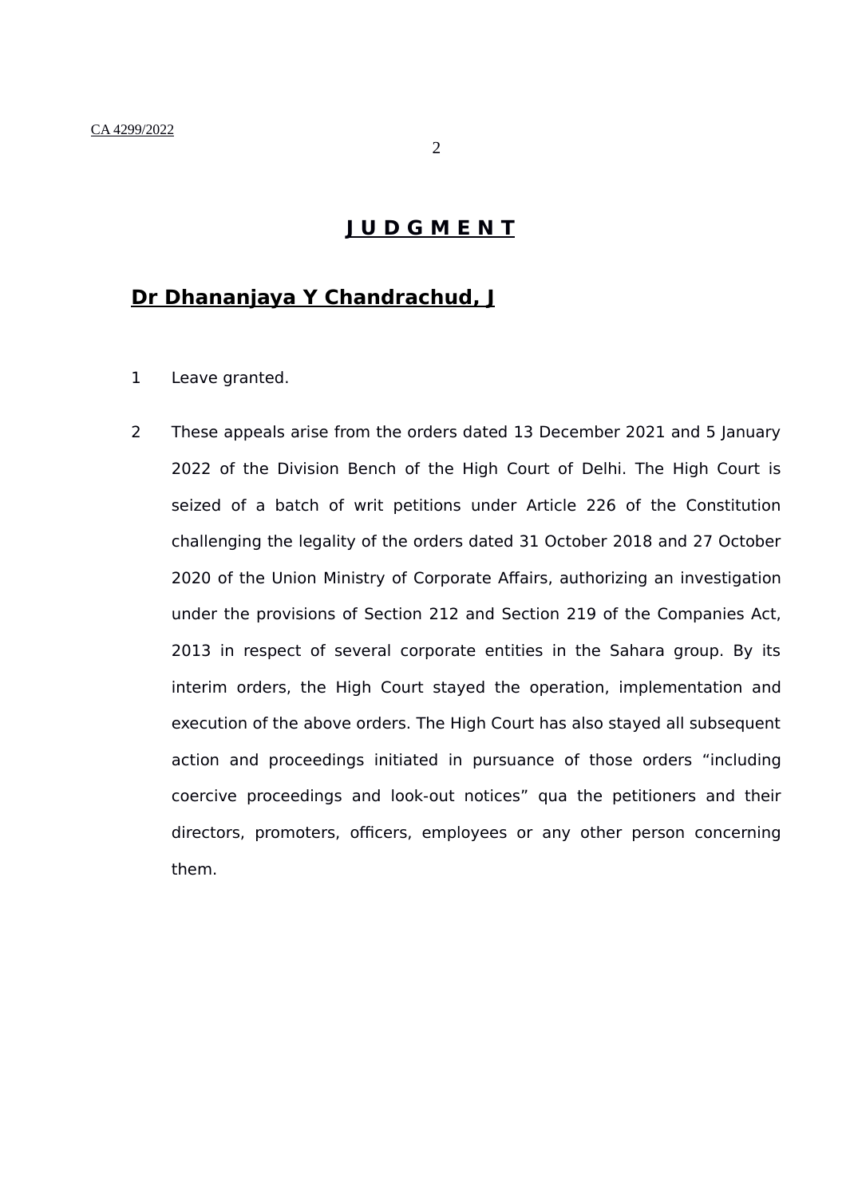# J U D G M E N T

## Dr Dhananjaya Y Chandrachud, J

1 Leave granted.

2 These appeals arise from the orders dated 13 December 2021 and 5 January 2022 of the Division Bench of the High Court of Delhi. The High Court is seized of a batch of writ petitions under Article 226 of the Constitution challenging the legality of the orders dated 31 October 2018 and 27 October 2020 of the Union Ministry of Corporate Affairs, authorizing an investigation under the provisions of Section 212 and Section 219 of the Companies Act, 2013 in respect of several corporate entities in the Sahara group. By its interim orders, the High Court stayed the operation, implementation and execution of the above orders. The High Court has also stayed all subsequent action and proceedings initiated in pursuance of those orders "including coercive proceedings and look-out notices" qua the petitioners and their directors, promoters, officers, employees or any other person concerning them.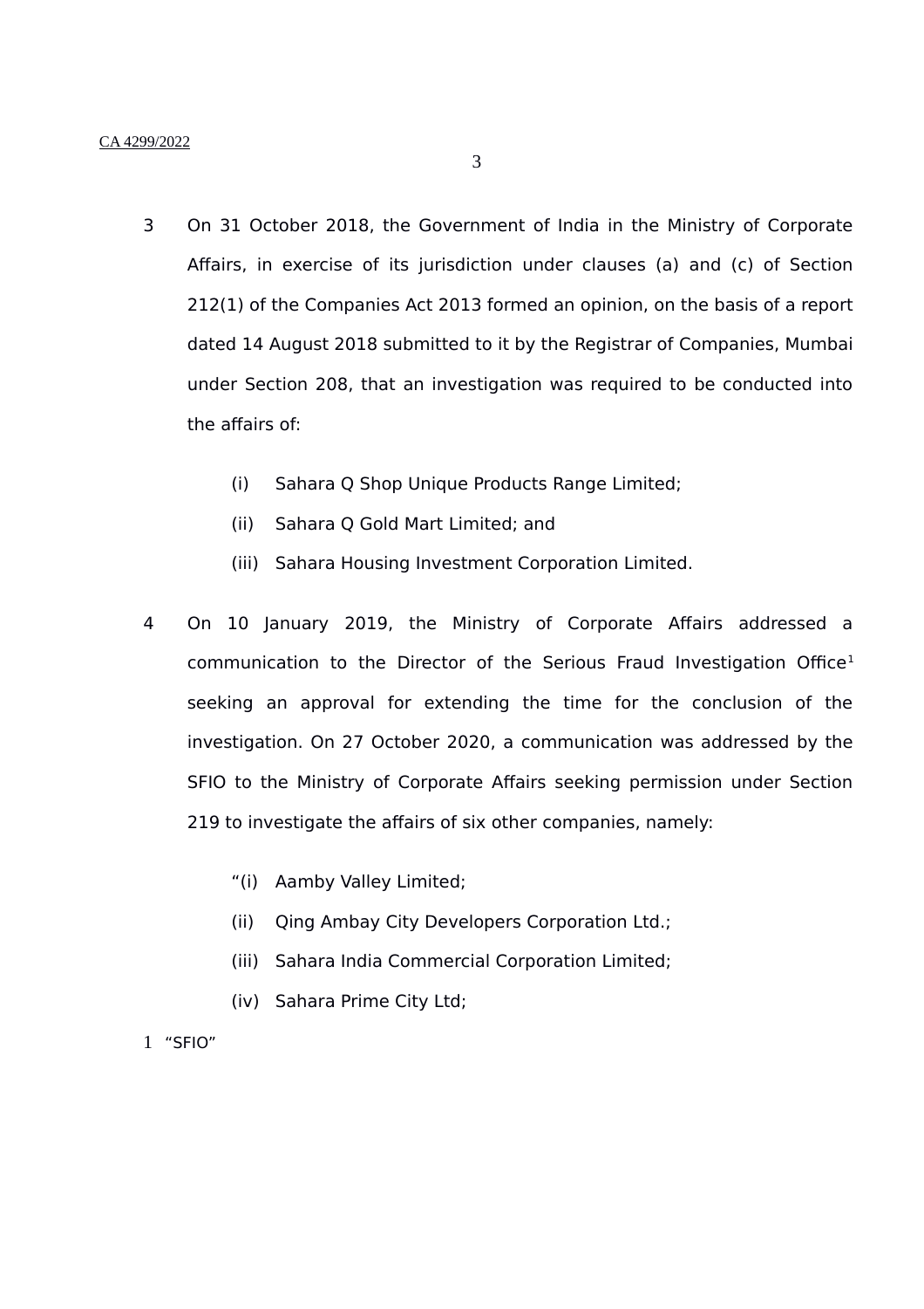3 On 31 October 2018, the Government of India in the Ministry of Corporate Affairs, in exercise of its jurisdiction under clauses (a) and (c) of Section 212(1) of the Companies Act 2013 formed an opinion, on the basis of a report dated 14 August 2018 submitted to it by the Registrar of Companies, Mumbai under Section 208, that an investigation was required to be conducted into the affairs of:

(i) Sahara Q Shop Unique Products Range Limited;

(ii) Sahara Q Gold Mart Limited; and

(iii) Sahara Housing Investment Corporation Limited.

4 On 10 January 2019, the Ministry of Corporate Affairs addressed a communication to the Director of the Serious Fraud Investigation Office[1] seeking an approval for extending the time for the conclusion of the investigation. On 27 October 2020, a communication was addressed by the SFIO to the Ministry of Corporate Affairs seeking permission under Section 219 to investigate the affairs of six other companies, namely:

"(i) Aamby Valley Limited;

(ii) Qing Ambay City Developers Corporation Ltd.;

(iii) Sahara India Commercial Corporation Limited;

(iv) Sahara Prime City Ltd;

[1] "SFIO"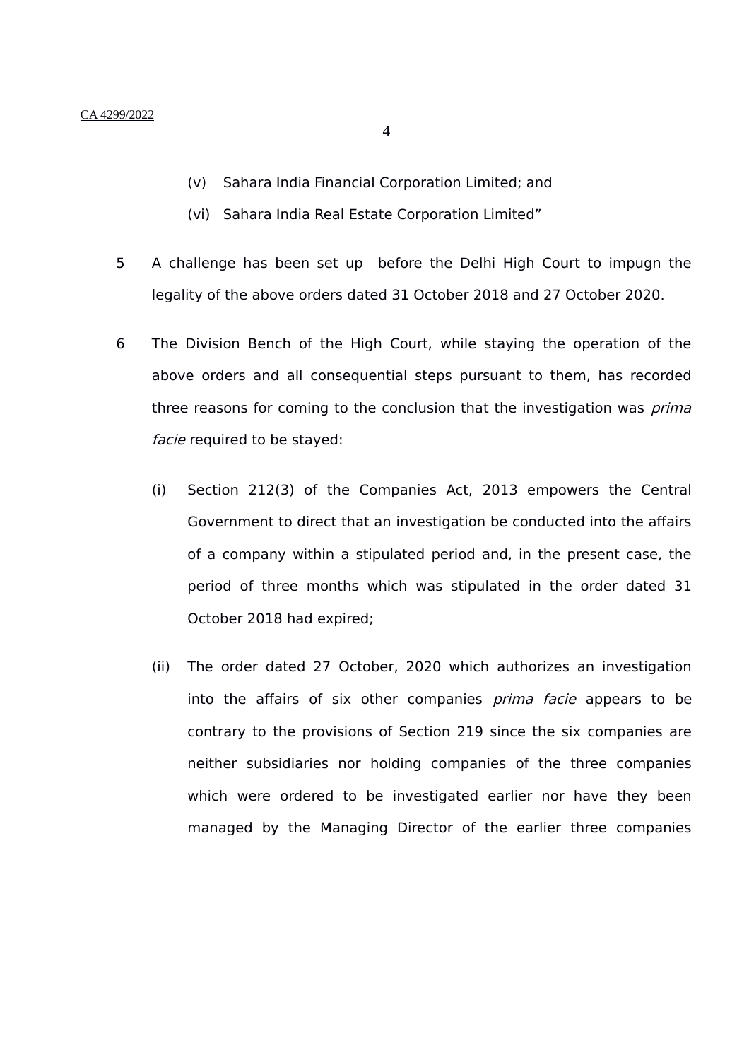(v) Sahara India Financial Corporation Limited; and

(vi) Sahara India Real Estate Corporation Limited"

5 A challenge has been set up before the Delhi High Court to impugn the legality of the above orders dated 31 October 2018 and 27 October 2020.

6 The Division Bench of the High Court, while staying the operation of the above orders and all consequential steps pursuant to them, has recorded three reasons for coming to the conclusion that the investigation was *prima facie* required to be stayed:

(i) Section 212(3) of the Companies Act, 2013 empowers the Central Government to direct that an investigation be conducted into the affairs of a company within a stipulated period and, in the present case, the period of three months which was stipulated in the order dated 31 October 2018 had expired;

(ii) The order dated 27 October, 2020 which authorizes an investigation into the affairs of six other companies *prima facie* appears to be contrary to the provisions of Section 219 since the six companies are neither subsidiaries nor holding companies of the three companies which were ordered to be investigated earlier nor have they been managed by the Managing Director of the earlier three companies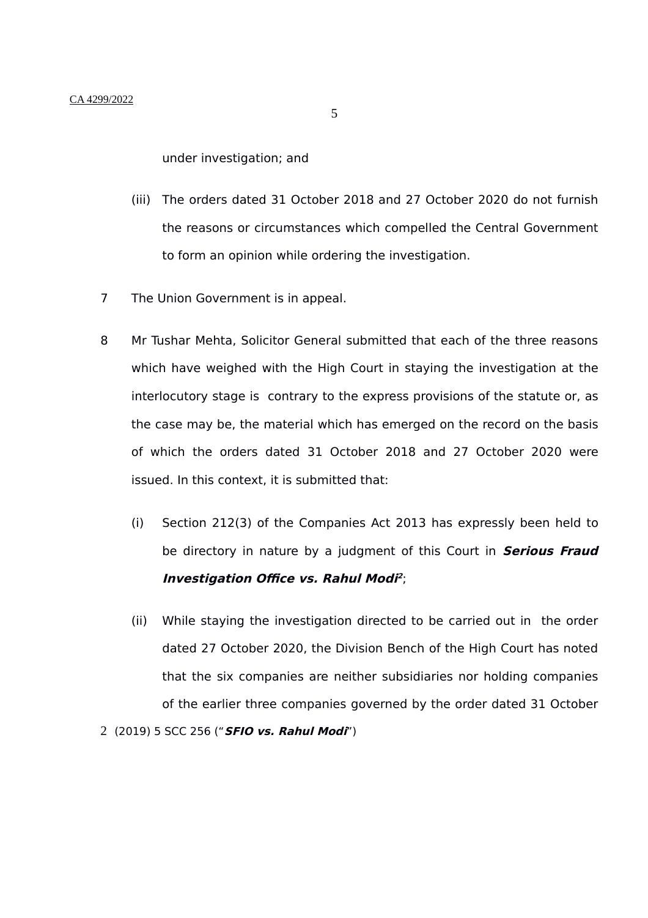under investigation; and

(iii) The orders dated 31 October 2018 and 27 October 2020 do not furnish the reasons or circumstances which compelled the Central Government to form an opinion while ordering the investigation.

7 The Union Government is in appeal.

8 Mr Tushar Mehta, Solicitor General submitted that each of the three reasons which have weighed with the High Court in staying the investigation at the interlocutory stage is contrary to the express provisions of the statute or, as the case may be, the material which has emerged on the record on the basis of which the orders dated 31 October 2018 and 27 October 2020 were issued. In this context, it is submitted that:

(i) Section 212(3) of the Companies Act 2013 has expressly been held to be directory in nature by a judgment of this Court in ***Serious Fraud Investigation Office vs. Rahul Modi***[2];

(ii) While staying the investigation directed to be carried out in the order dated 27 October 2020, the Division Bench of the High Court has noted that the six companies are neither subsidiaries nor holding companies of the earlier three companies governed by the order dated 31 October

2 (2019) 5 SCC 256 ("***SFIO vs. Rahul Modi***")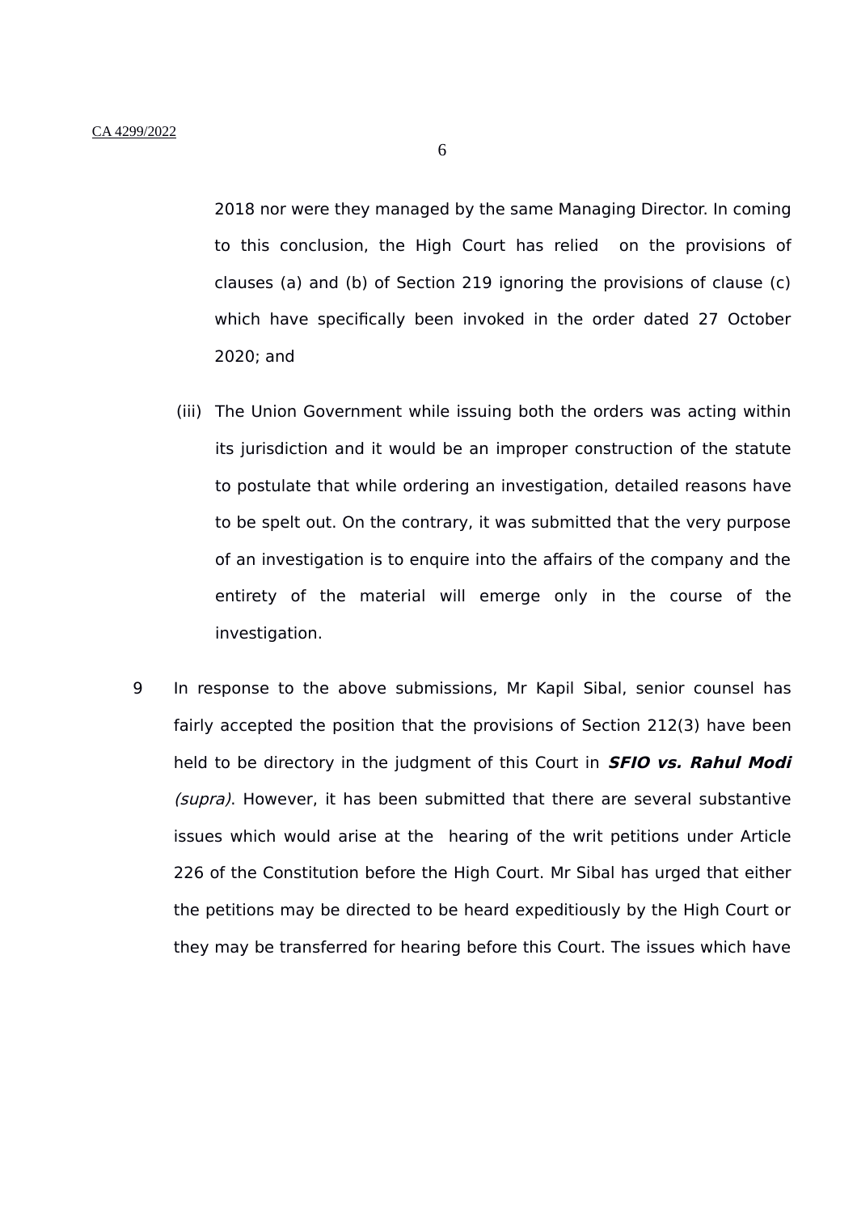2018 nor were they managed by the same Managing Director. In coming to this conclusion, the High Court has relied on the provisions of clauses (a) and (b) of Section 219 ignoring the provisions of clause (c) which have specifically been invoked in the order dated 27 October 2020; and

(iii) The Union Government while issuing both the orders was acting within its jurisdiction and it would be an improper construction of the statute to postulate that while ordering an investigation, detailed reasons have to be spelt out. On the contrary, it was submitted that the very purpose of an investigation is to enquire into the affairs of the company and the entirety of the material will emerge only in the course of the investigation.

9 In response to the above submissions, Mr Kapil Sibal, senior counsel has fairly accepted the position that the provisions of Section 212(3) have been held to be directory in the judgment of this Court in ***SFIO vs. Rahul Modi*** *(supra)*. However, it has been submitted that there are several substantive issues which would arise at the hearing of the writ petitions under Article 226 of the Constitution before the High Court. Mr Sibal has urged that either the petitions may be directed to be heard expeditiously by the High Court or they may be transferred for hearing before this Court. The issues which have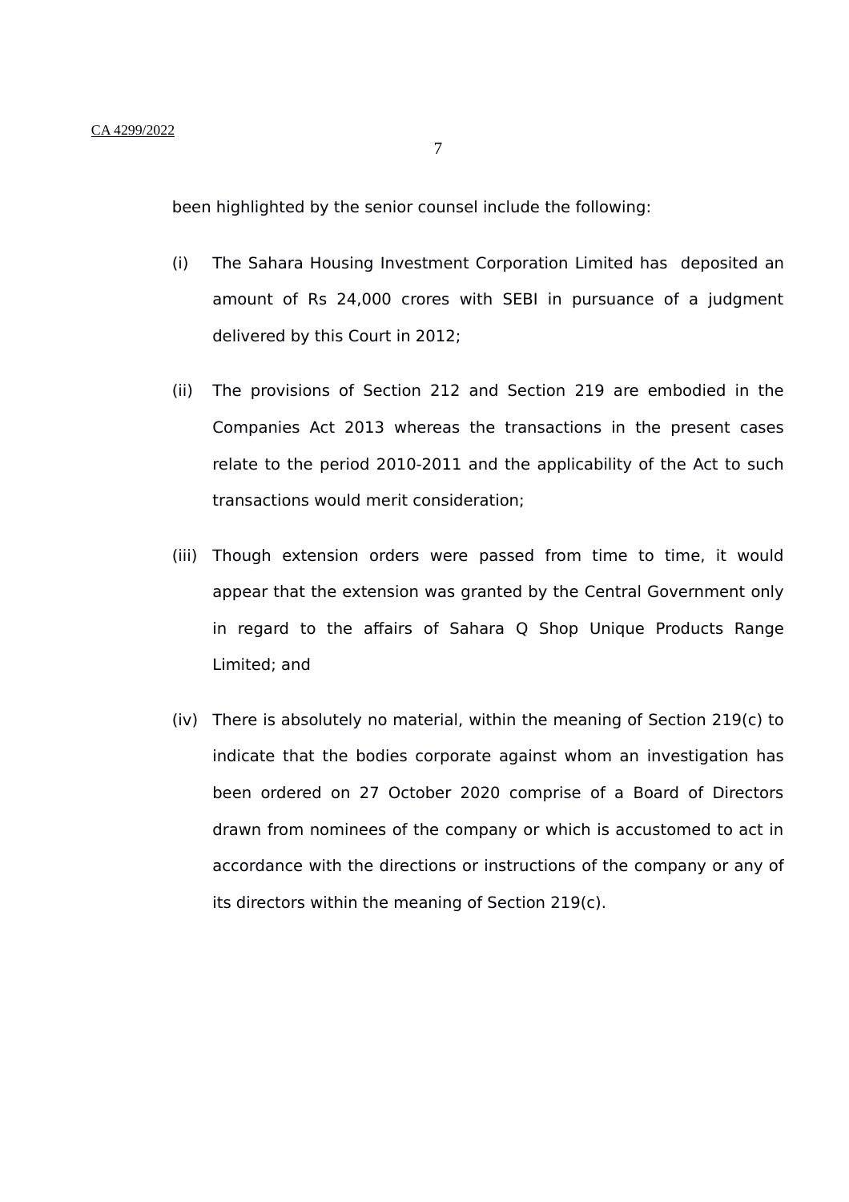been highlighted by the senior counsel include the following:

(i) The Sahara Housing Investment Corporation Limited has deposited an amount of Rs 24,000 crores with SEBI in pursuance of a judgment delivered by this Court in 2012;

(ii) The provisions of Section 212 and Section 219 are embodied in the Companies Act 2013 whereas the transactions in the present cases relate to the period 2010-2011 and the applicability of the Act to such transactions would merit consideration;

(iii) Though extension orders were passed from time to time, it would appear that the extension was granted by the Central Government only in regard to the affairs of Sahara Q Shop Unique Products Range Limited; and

(iv) There is absolutely no material, within the meaning of Section 219(c) to indicate that the bodies corporate against whom an investigation has been ordered on 27 October 2020 comprise of a Board of Directors drawn from nominees of the company or which is accustomed to act in accordance with the directions or instructions of the company or any of its directors within the meaning of Section 219(c).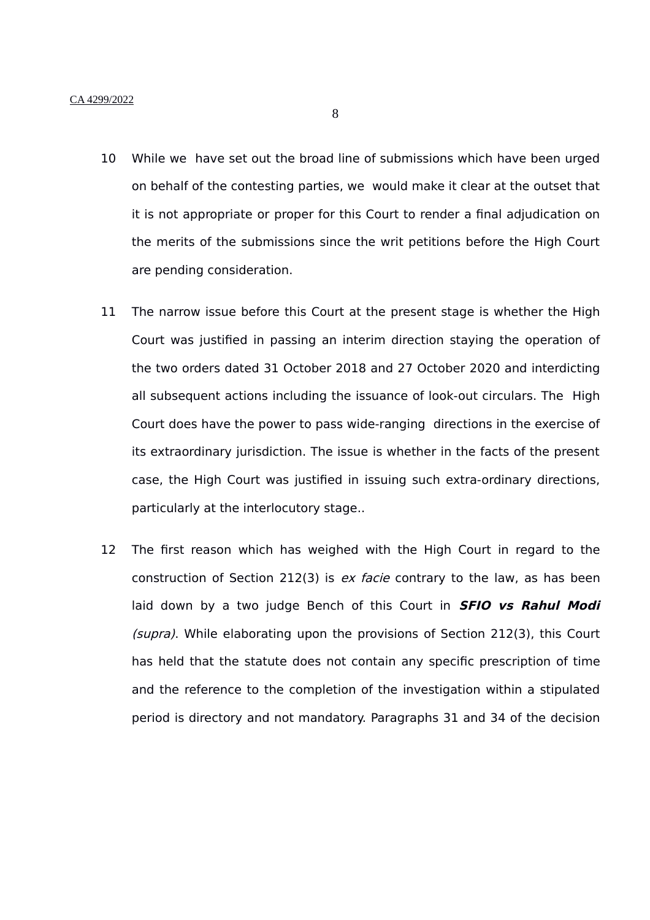10 While we have set out the broad line of submissions which have been urged on behalf of the contesting parties, we would make it clear at the outset that it is not appropriate or proper for this Court to render a final adjudication on the merits of the submissions since the writ petitions before the High Court are pending consideration.

11 The narrow issue before this Court at the present stage is whether the High Court was justified in passing an interim direction staying the operation of the two orders dated 31 October 2018 and 27 October 2020 and interdicting all subsequent actions including the issuance of look-out circulars. The High Court does have the power to pass wide-ranging directions in the exercise of its extraordinary jurisdiction. The issue is whether in the facts of the present case, the High Court was justified in issuing such extra-ordinary directions, particularly at the interlocutory stage..

12 The first reason which has weighed with the High Court in regard to the construction of Section 212(3) is *ex facie* contrary to the law, as has been laid down by a two judge Bench of this Court in ***SFIO vs Rahul Modi*** *(supra)*. While elaborating upon the provisions of Section 212(3), this Court has held that the statute does not contain any specific prescription of time and the reference to the completion of the investigation within a stipulated period is directory and not mandatory. Paragraphs 31 and 34 of the decision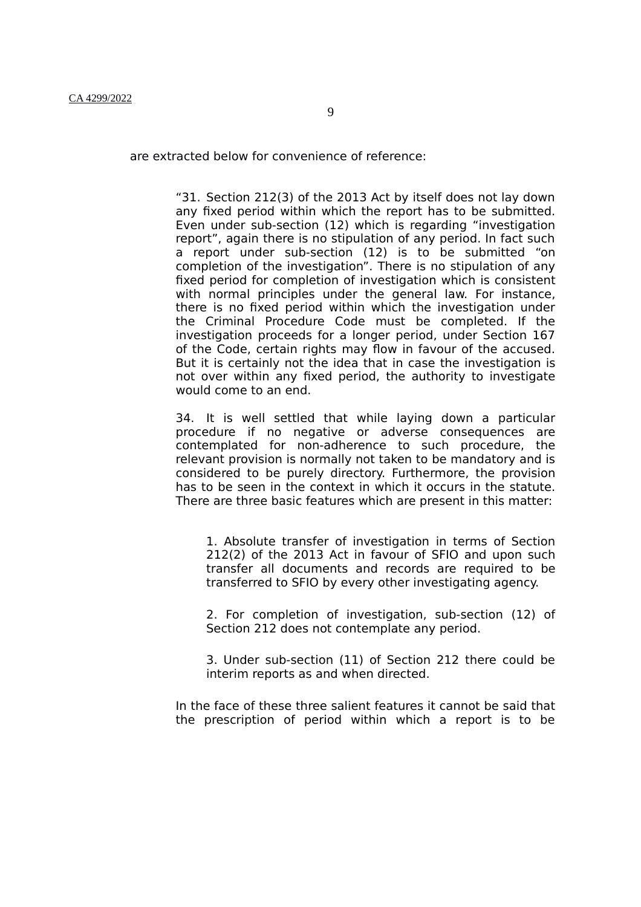are extracted below for convenience of reference:

> "31. Section 212(3) of the 2013 Act by itself does not lay down any fixed period within which the report has to be submitted. Even under sub-section (12) which is regarding "investigation report", again there is no stipulation of any period. In fact such a report under sub-section (12) is to be submitted "on completion of the investigation". There is no stipulation of any fixed period for completion of investigation which is consistent with normal principles under the general law. For instance, there is no fixed period within which the investigation under the Criminal Procedure Code must be completed. If the investigation proceeds for a longer period, under Section 167 of the Code, certain rights may flow in favour of the accused. But it is certainly not the idea that in case the investigation is not over within any fixed period, the authority to investigate would come to an end.
>
> 34. It is well settled that while laying down a particular procedure if no negative or adverse consequences are contemplated for non-adherence to such procedure, the relevant provision is normally not taken to be mandatory and is considered to be purely directory. Furthermore, the provision has to be seen in the context in which it occurs in the statute. There are three basic features which are present in this matter:
>
> > 1. Absolute transfer of investigation in terms of Section 212(2) of the 2013 Act in favour of SFIO and upon such transfer all documents and records are required to be transferred to SFIO by every other investigating agency.
> >
> > 2. For completion of investigation, sub-section (12) of Section 212 does not contemplate any period.
> >
> > 3. Under sub-section (11) of Section 212 there could be interim reports as and when directed.
>
> In the face of these three salient features it cannot be said that the prescription of period within which a report is to be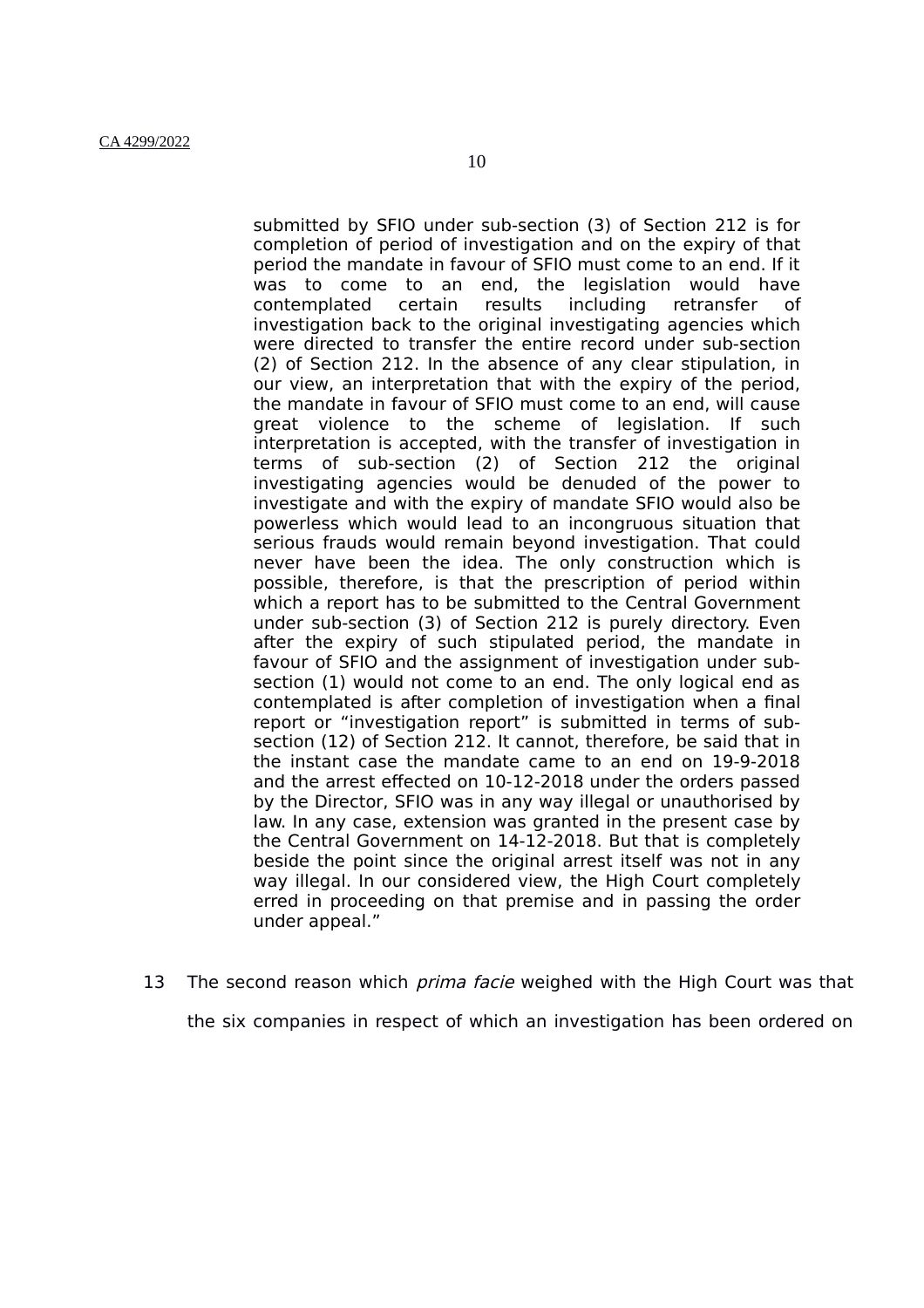> submitted by SFIO under sub-section (3) of Section 212 is for completion of period of investigation and on the expiry of that period the mandate in favour of SFIO must come to an end. If it was to come to an end, the legislation would have contemplated certain results including retransfer of investigation back to the original investigating agencies which were directed to transfer the entire record under sub-section (2) of Section 212. In the absence of any clear stipulation, in our view, an interpretation that with the expiry of the period, the mandate in favour of SFIO must come to an end, will cause great violence to the scheme of legislation. If such interpretation is accepted, with the transfer of investigation in terms of sub-section (2) of Section 212 the original investigating agencies would be denuded of the power to investigate and with the expiry of mandate SFIO would also be powerless which would lead to an incongruous situation that serious frauds would remain beyond investigation. That could never have been the idea. The only construction which is possible, therefore, is that the prescription of period within which a report has to be submitted to the Central Government under sub-section (3) of Section 212 is purely directory. Even after the expiry of such stipulated period, the mandate in favour of SFIO and the assignment of investigation under sub-section (1) would not come to an end. The only logical end as contemplated is after completion of investigation when a final report or "investigation report" is submitted in terms of sub-section (12) of Section 212. It cannot, therefore, be said that in the instant case the mandate came to an end on 19-9-2018 and the arrest effected on 10-12-2018 under the orders passed by the Director, SFIO was in any way illegal or unauthorised by law. In any case, extension was granted in the present case by the Central Government on 14-12-2018. But that is completely beside the point since the original arrest itself was not in any way illegal. In our considered view, the High Court completely erred in proceeding on that premise and in passing the order under appeal."

13 The second reason which *prima facie* weighed with the High Court was that the six companies in respect of which an investigation has been ordered on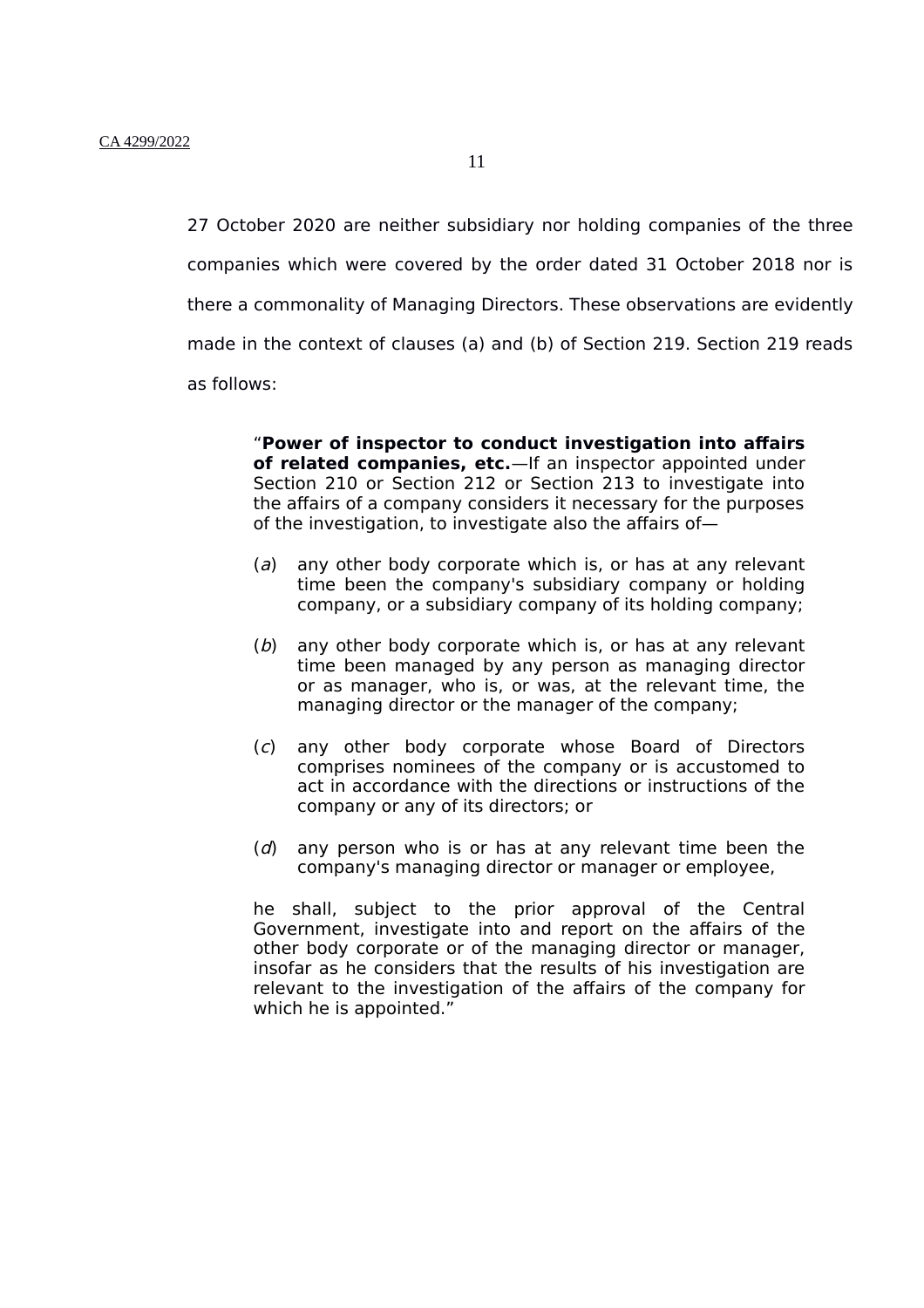27 October 2020 are neither subsidiary nor holding companies of the three companies which were covered by the order dated 31 October 2018 nor is there a commonality of Managing Directors. These observations are evidently made in the context of clauses (a) and (b) of Section 219. Section 219 reads as follows:

> "**Power of inspector to conduct investigation into affairs of related companies, etc.**—If an inspector appointed under Section 210 or Section 212 or Section 213 to investigate into the affairs of a company considers it necessary for the purposes of the investigation, to investigate also the affairs of—
>
> (*a*) any other body corporate which is, or has at any relevant time been the company's subsidiary company or holding company, or a subsidiary company of its holding company;
>
> (*b*) any other body corporate which is, or has at any relevant time been managed by any person as managing director or as manager, who is, or was, at the relevant time, the managing director or the manager of the company;
>
> (*c*) any other body corporate whose Board of Directors comprises nominees of the company or is accustomed to act in accordance with the directions or instructions of the company or any of its directors; or
>
> (*d*) any person who is or has at any relevant time been the company's managing director or manager or employee,
>
> he shall, subject to the prior approval of the Central Government, investigate into and report on the affairs of the other body corporate or of the managing director or manager, insofar as he considers that the results of his investigation are relevant to the investigation of the affairs of the company for which he is appointed."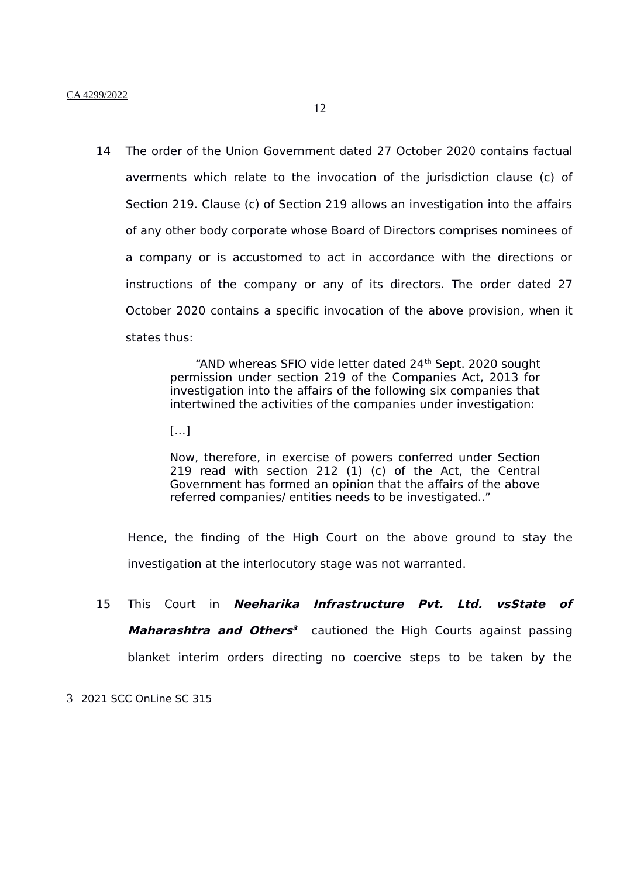14 The order of the Union Government dated 27 October 2020 contains factual averments which relate to the invocation of the jurisdiction clause (c) of Section 219. Clause (c) of Section 219 allows an investigation into the affairs of any other body corporate whose Board of Directors comprises nominees of a company or is accustomed to act in accordance with the directions or instructions of the company or any of its directors. The order dated 27 October 2020 contains a specific invocation of the above provision, when it states thus:

> "AND whereas SFIO vide letter dated 24th Sept. 2020 sought permission under section 219 of the Companies Act, 2013 for investigation into the affairs of the following six companies that intertwined the activities of the companies under investigation:
>
> […]
>
> Now, therefore, in exercise of powers conferred under Section 219 read with section 212 (1) (c) of the Act, the Central Government has formed an opinion that the affairs of the above referred companies/ entities needs to be investigated.."

Hence, the finding of the High Court on the above ground to stay the investigation at the interlocutory stage was not warranted.

15 This Court in ***Neeharika Infrastructure Pvt. Ltd. vsState of Maharashtra and Others***[3] cautioned the High Courts against passing blanket interim orders directing no coercive steps to be taken by the

3 2021 SCC OnLine SC 315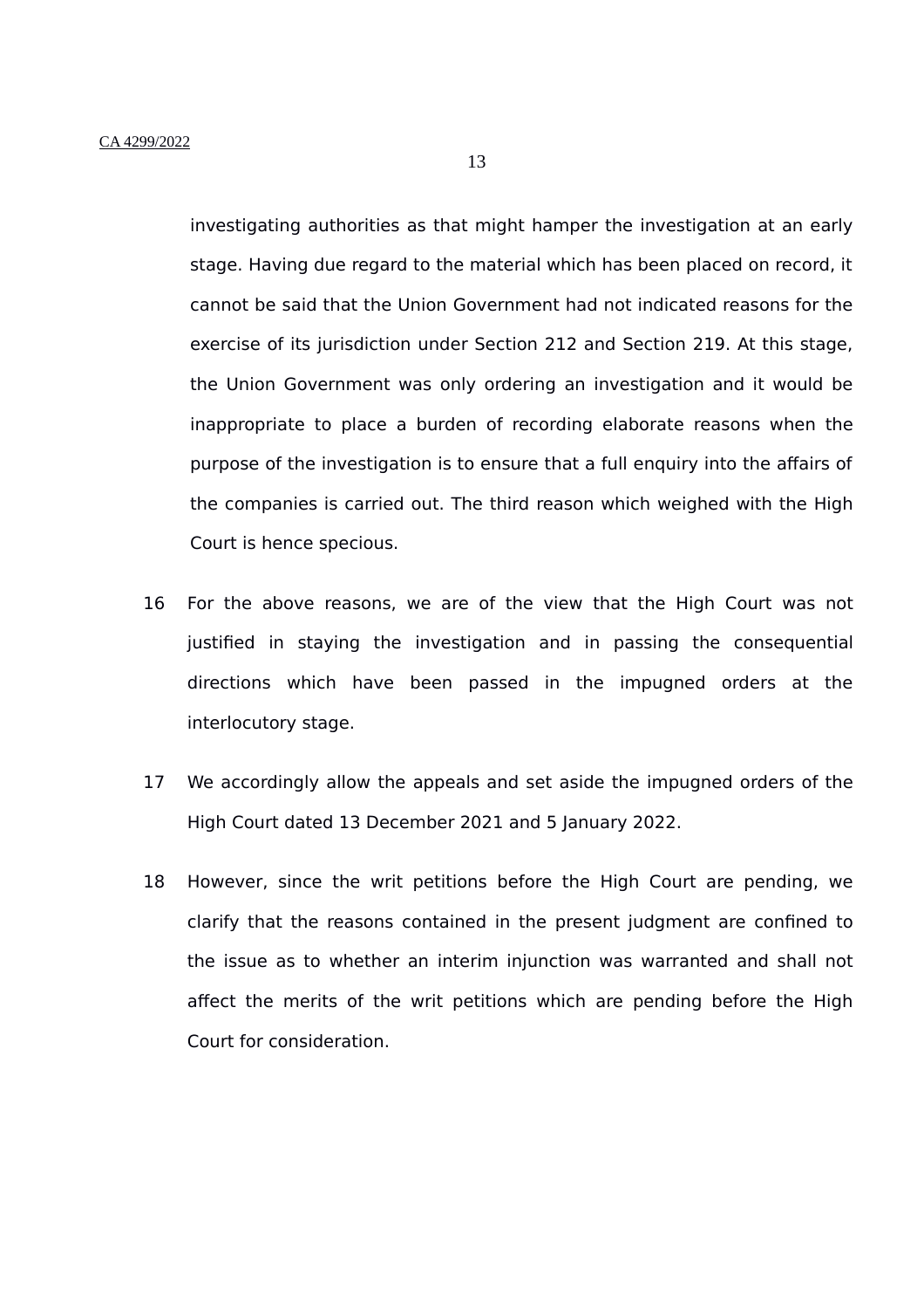investigating authorities as that might hamper the investigation at an early stage. Having due regard to the material which has been placed on record, it cannot be said that the Union Government had not indicated reasons for the exercise of its jurisdiction under Section 212 and Section 219. At this stage, the Union Government was only ordering an investigation and it would be inappropriate to place a burden of recording elaborate reasons when the purpose of the investigation is to ensure that a full enquiry into the affairs of the companies is carried out. The third reason which weighed with the High Court is hence specious.

16 For the above reasons, we are of the view that the High Court was not justified in staying the investigation and in passing the consequential directions which have been passed in the impugned orders at the interlocutory stage.

17 We accordingly allow the appeals and set aside the impugned orders of the High Court dated 13 December 2021 and 5 January 2022.

18 However, since the writ petitions before the High Court are pending, we clarify that the reasons contained in the present judgment are confined to the issue as to whether an interim injunction was warranted and shall not affect the merits of the writ petitions which are pending before the High Court for consideration.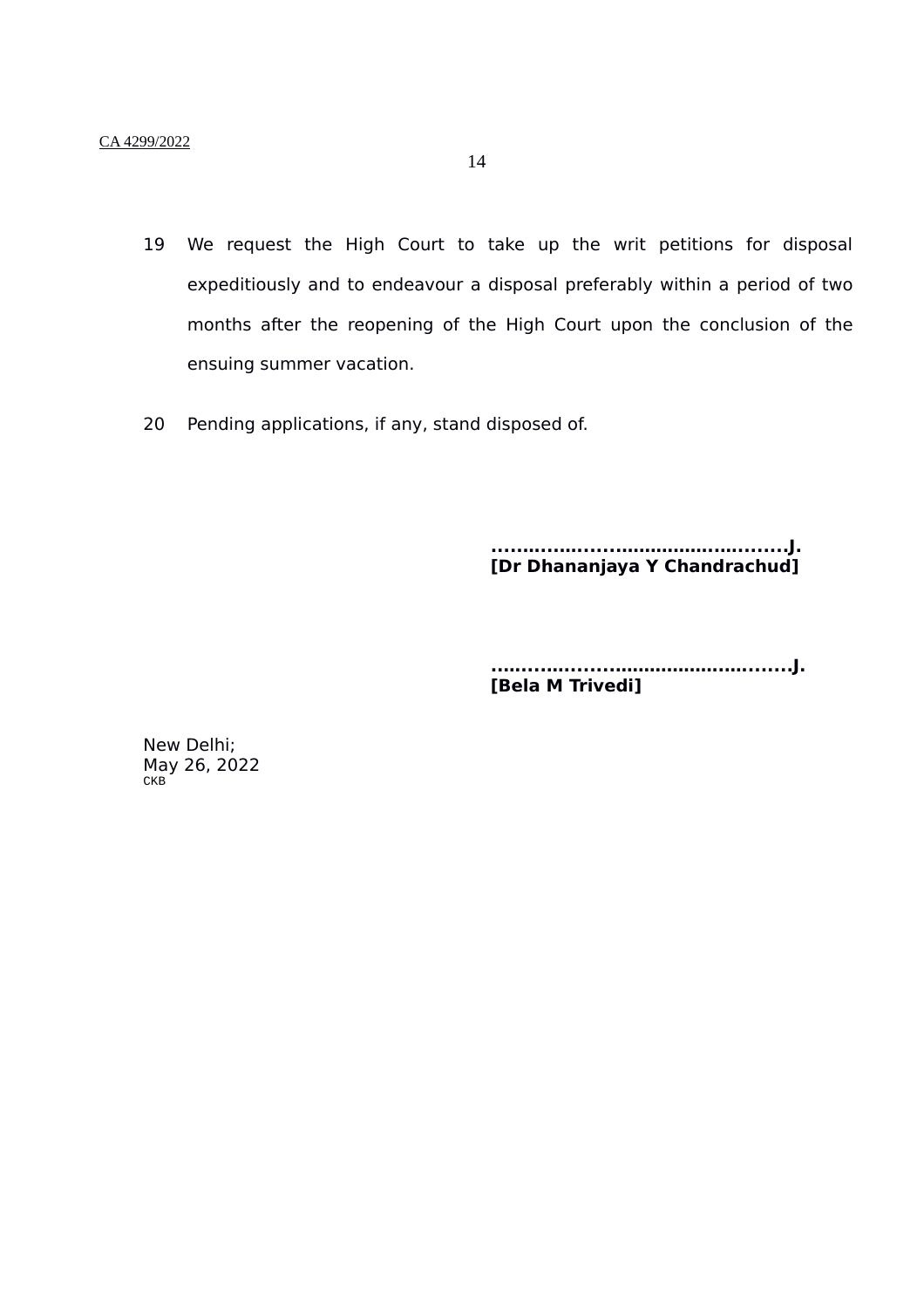19 We request the High Court to take up the writ petitions for disposal expeditiously and to endeavour a disposal preferably within a period of two months after the reopening of the High Court upon the conclusion of the ensuing summer vacation.

20 Pending applications, if any, stand disposed of.

**…………...…...….......………………........J.**
**[Dr Dhananjaya Y Chandrachud]**

**…..…..…....…........……………….…........J.**
**[Bela M Trivedi]**

New Delhi;
May 26, 2022
CKB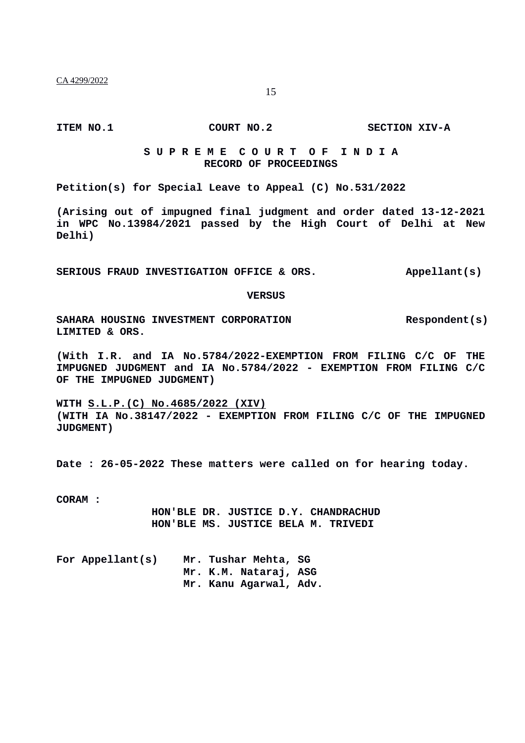ITEM NO.1 COURT NO.2 SECTION XIV-A

**S U P R E M E C O U R T O F I N D I A**
**RECORD OF PROCEEDINGS**

**Petition(s) for Special Leave to Appeal (C) No.531/2022**

**(Arising out of impugned final judgment and order dated 13-12-2021 in WPC No.13984/2021 passed by the High Court of Delhi at New Delhi)**

**SERIOUS FRAUD INVESTIGATION OFFICE & ORS.** **Appellant(s)**

**VERSUS**

**SAHARA HOUSING INVESTMENT CORPORATION LIMITED & ORS.** **Respondent(s)**

**(With I.R. and IA No.5784/2022-EXEMPTION FROM FILING C/C OF THE IMPUGNED JUDGMENT and IA No.5784/2022 - EXEMPTION FROM FILING C/C OF THE IMPUGNED JUDGMENT)**

**WITH S.L.P.(C) No.4685/2022 (XIV)**
**(WITH IA No.38147/2022 - EXEMPTION FROM FILING C/C OF THE IMPUGNED JUDGMENT)**

**Date : 26-05-2022 These matters were called on for hearing today.**

**CORAM :**
**HON'BLE DR. JUSTICE D.Y. CHANDRACHUD**
**HON'BLE MS. JUSTICE BELA M. TRIVEDI**

**For Appellant(s)** **Mr. Tushar Mehta, SG**
**Mr. K.M. Nataraj, ASG**
**Mr. Kanu Agarwal, Adv.**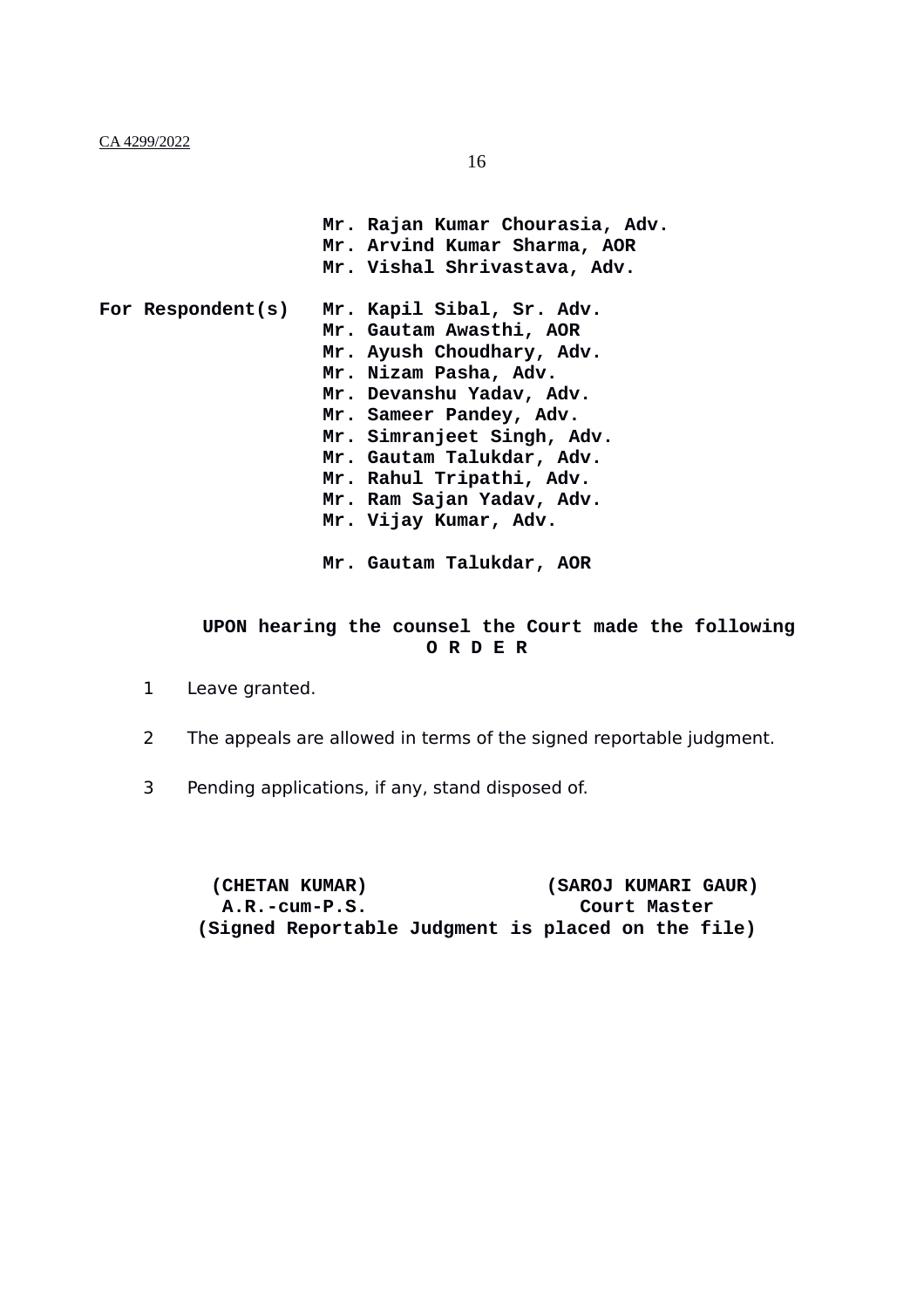**Mr. Rajan Kumar Chourasia, Adv.**
**Mr. Arvind Kumar Sharma, AOR**
**Mr. Vishal Shrivastava, Adv.**

**For Respondent(s)** **Mr. Kapil Sibal, Sr. Adv.**
**Mr. Gautam Awasthi, AOR**
**Mr. Ayush Choudhary, Adv.**
**Mr. Nizam Pasha, Adv.**
**Mr. Devanshu Yadav, Adv.**
**Mr. Sameer Pandey, Adv.**
**Mr. Simranjeet Singh, Adv.**
**Mr. Gautam Talukdar, Adv.**
**Mr. Rahul Tripathi, Adv.**
**Mr. Ram Sajan Yadav, Adv.**
**Mr. Vijay Kumar, Adv.**

**Mr. Gautam Talukdar, AOR**

**UPON hearing the counsel the Court made the following**
**O R D E R**

1 Leave granted.

2 The appeals are allowed in terms of the signed reportable judgment.

3 Pending applications, if any, stand disposed of.

**(CHETAN KUMAR)** **(SAROJ KUMARI GAUR)**
**A.R.-cum-P.S.** **Court Master**
**(Signed Reportable Judgment is placed on the file)**